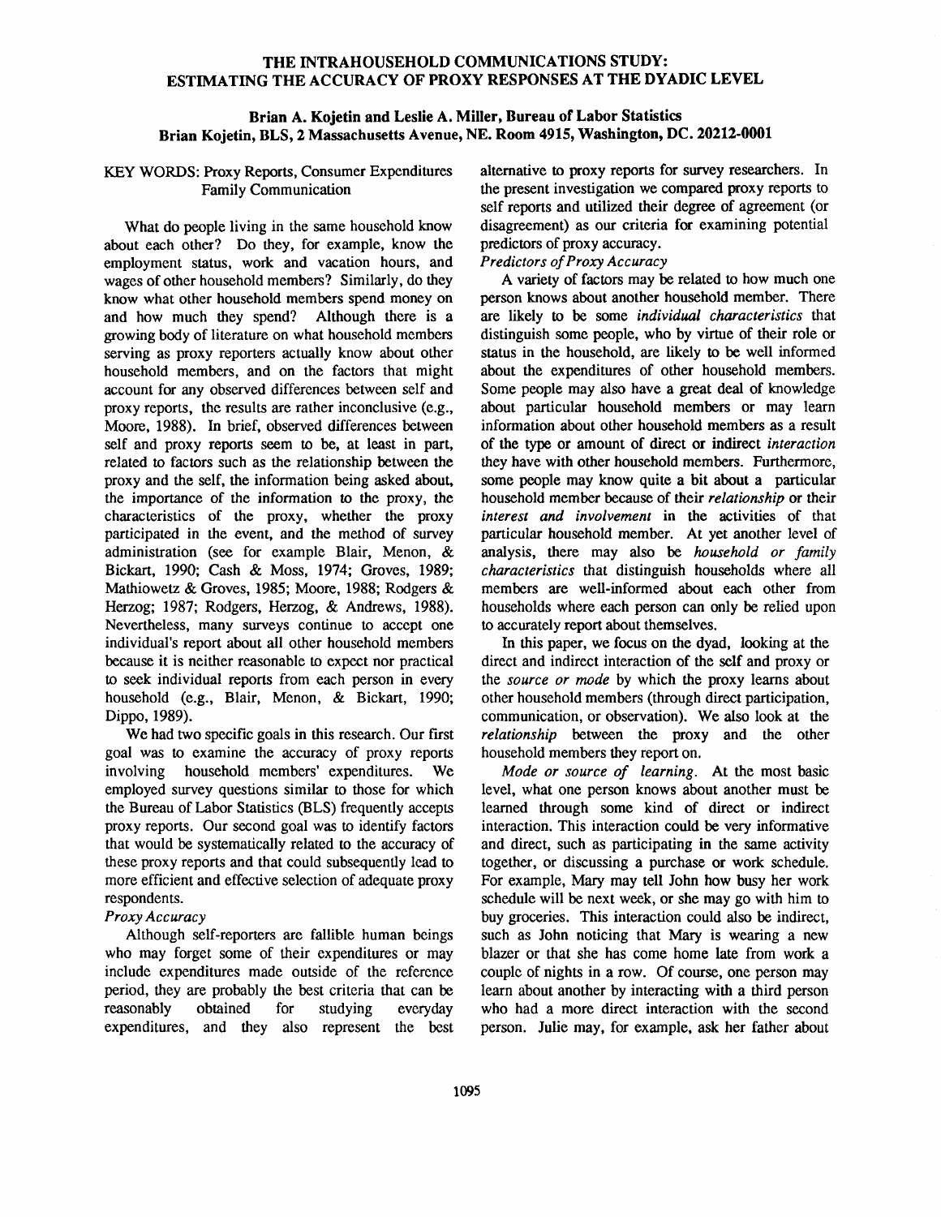# THE INTRAHOUSEHOLD COMMUNICATIONS STUDY: ESTIMATING THE ACCURACY OF PROXY RESPONSES AT THE DYADIC LEVEL

**Brian A. Kojetin and Leslie A. Miller, Bureau of Labor Statistics**
**Brian Kojetin, BLS, 2 Massachusetts Avenue, NE. Room 4915, Washington, DC. 20212-0001**

KEY WORDS: Proxy Reports, Consumer Expenditures Family Communication

What do people living in the same household know about each other? Do they, for example, know the employment status, work and vacation hours, and wages of other household members? Similarly, do they know what other household members spend money on and how much they spend? Although there is a growing body of literature on what household members serving as proxy reporters actually know about other household members, and on the factors that might account for any observed differences between self and proxy reports, the results are rather inconclusive (e.g., Moore, 1988). In brief, observed differences between self and proxy reports seem to be, at least in part, related to factors such as the relationship between the proxy and the self, the information being asked about, the importance of the information to the proxy, the characteristics of the proxy, whether the proxy participated in the event, and the method of survey administration (see for example Blair, Menon, & Bickart, 1990; Cash & Moss, 1974; Groves, 1989; Mathiowetz & Groves, 1985; Moore, 1988; Rodgers & Herzog; 1987; Rodgers, Herzog, & Andrews, 1988). Nevertheless, many surveys continue to accept one individual's report about all other household members because it is neither reasonable to expect nor practical to seek individual reports from each person in every household (e.g., Blair, Menon, & Bickart, 1990; Dippo, 1989).

We had two specific goals in this research. Our first goal was to examine the accuracy of proxy reports involving household members' expenditures. We employed survey questions similar to those for which the Bureau of Labor Statistics (BLS) frequently accepts proxy reports. Our second goal was to identify factors that would be systematically related to the accuracy of these proxy reports and that could subsequently lead to more efficient and effective selection of adequate proxy respondents.

*Proxy Accuracy*

Although self-reporters are fallible human beings who may forget some of their expenditures or may include expenditures made outside of the reference period, they are probably the best criteria that can be reasonably obtained for studying everyday expenditures, and they also represent the best alternative to proxy reports for survey researchers. In the present investigation we compared proxy reports to self reports and utilized their degree of agreement (or disagreement) as our criteria for examining potential predictors of proxy accuracy.

*Predictors of Proxy Accuracy*

A variety of factors may be related to how much one person knows about another household member. There are likely to be some *individual characteristics* that distinguish some people, who by virtue of their role or status in the household, are likely to be well informed about the expenditures of other household members. Some people may also have a great deal of knowledge about particular household members or may learn information about other household members as a result of the type or amount of direct or indirect *interaction* they have with other household members. Furthermore, some people may know quite a bit about a particular household member because of their *relationship* or their *interest and involvement* in the activities of that particular household member. At yet another level of analysis, there may also be *household or family characteristics* that distinguish households where all members are well-informed about each other from households where each person can only be relied upon to accurately report about themselves.

In this paper, we focus on the dyad, looking at the direct and indirect interaction of the self and proxy or the *source or mode* by which the proxy learns about other household members (through direct participation, communication, or observation). We also look at the *relationship* between the proxy and the other household members they report on.

*Mode or source of learning.* At the most basic level, what one person knows about another must be learned through some kind of direct or indirect interaction. This interaction could be very informative and direct, such as participating in the same activity together, or discussing a purchase or work schedule. For example, Mary may tell John how busy her work schedule will be next week, or she may go with him to buy groceries. This interaction could also be indirect, such as John noticing that Mary is wearing a new blazer or that she has come home late from work a couple of nights in a row. Of course, one person may learn about another by interacting with a third person who had a more direct interaction with the second person. Julie may, for example, ask her father about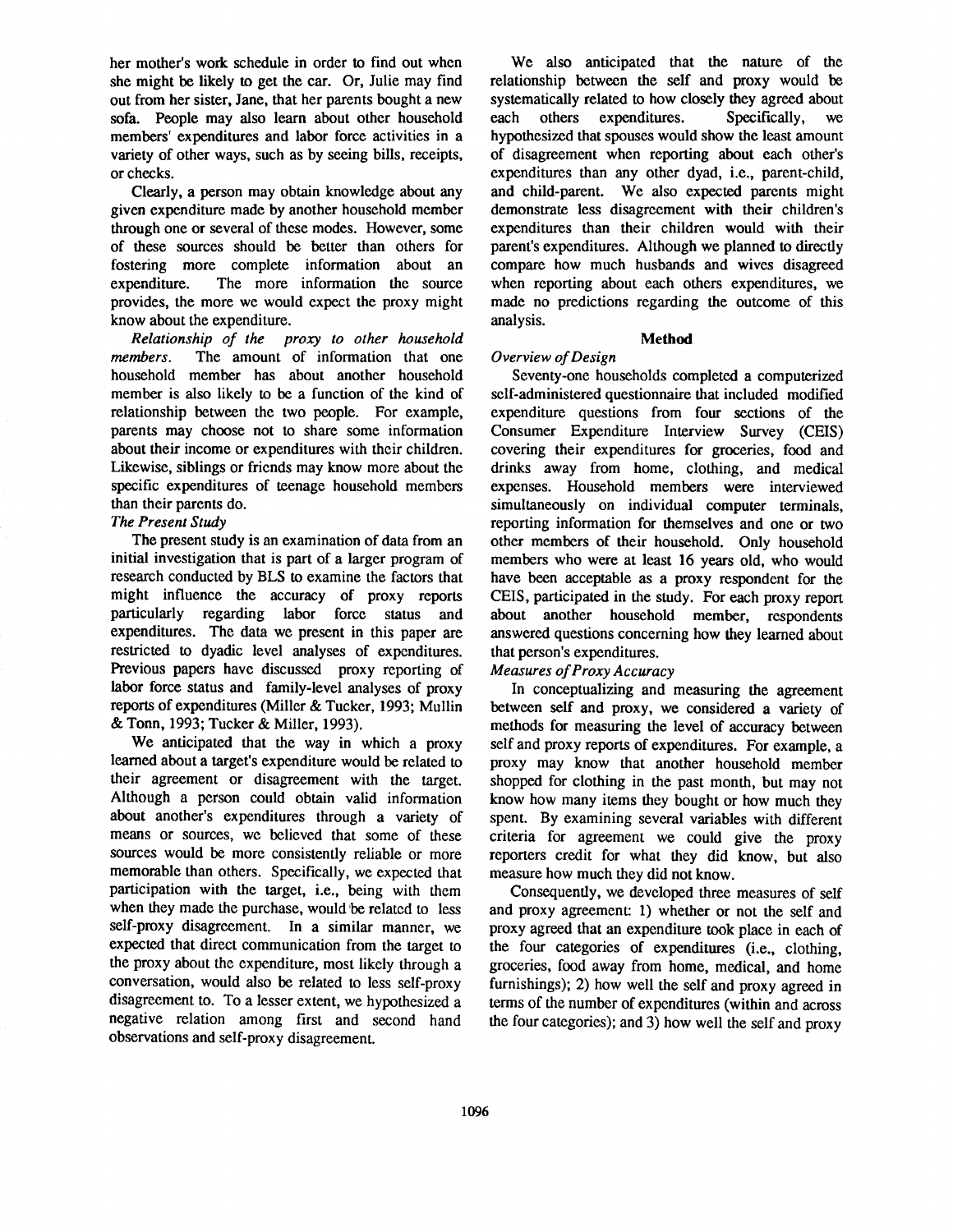her mother's work schedule in order to find out when she might be likely to get the car. Or, Julie may find out from her sister, Jane, that her parents bought a new sofa. People may also learn about other household members' expenditures and labor force activities in a variety of other ways, such as by seeing bills, receipts, or checks.

Clearly, a person may obtain knowledge about any given expenditure made by another household member through one or several of these modes. However, some of these sources should be better than others for fostering more complete information about an expenditure. The more information the source provides, the more we would expect the proxy might know about the expenditure.

*Relationship of the proxy to other household members.* The amount of information that one household member has about another household member is also likely to be a function of the kind of relationship between the two people. For example, parents may choose not to share some information about their income or expenditures with their children. Likewise, siblings or friends may know more about the specific expenditures of teenage household members than their parents do.

*The Present Study*

The present study is an examination of data from an initial investigation that is part of a larger program of research conducted by BLS to examine the factors that might influence the accuracy of proxy reports particularly regarding labor force status and expenditures. The data we present in this paper are restricted to dyadic level analyses of expenditures. Previous papers have discussed proxy reporting of labor force status and family-level analyses of proxy reports of expenditures (Miller & Tucker, 1993; Mullin & Tonn, 1993; Tucker & Miller, 1993).

We anticipated that the way in which a proxy learned about a target's expenditure would be related to their agreement or disagreement with the target. Although a person could obtain valid information about another's expenditures through a variety of means or sources, we believed that some of these sources would be more consistently reliable or more memorable than others. Specifically, we expected that participation with the target, i.e., being with them when they made the purchase, would be related to less self-proxy disagreement. In a similar manner, we expected that direct communication from the target to the proxy about the expenditure, most likely through a conversation, would also be related to less self-proxy disagreement to. To a lesser extent, we hypothesized a negative relation among first and second hand observations and self-proxy disagreement.

We also anticipated that the nature of the relationship between the self and proxy would be systematically related to how closely they agreed about each others expenditures. Specifically, we hypothesized that spouses would show the least amount of disagreement when reporting about each other's expenditures than any other dyad, i.e., parent-child, and child-parent. We also expected parents might demonstrate less disagreement with their children's expenditures than their children would with their parent's expenditures. Although we planned to directly compare how much husbands and wives disagreed when reporting about each others expenditures, we made no predictions regarding the outcome of this analysis.

## Method

*Overview of Design*

Seventy-one households completed a computerized self-administered questionnaire that included modified expenditure questions from four sections of the Consumer Expenditure Interview Survey (CEIS) covering their expenditures for groceries, food and drinks away from home, clothing, and medical expenses. Household members were interviewed simultaneously on individual computer terminals, reporting information for themselves and one or two other members of their household. Only household members who were at least 16 years old, who would have been acceptable as a proxy respondent for the CEIS, participated in the study. For each proxy report about another household member, respondents answered questions concerning how they learned about that person's expenditures.

*Measures of Proxy Accuracy*

In conceptualizing and measuring the agreement between self and proxy, we considered a variety of methods for measuring the level of accuracy between self and proxy reports of expenditures. For example, a proxy may know that another household member shopped for clothing in the past month, but may not know how many items they bought or how much they spent. By examining several variables with different criteria for agreement we could give the proxy reporters credit for what they did know, but also measure how much they did not know.

Consequently, we developed three measures of self and proxy agreement: 1) whether or not the self and proxy agreed that an expenditure took place in each of the four categories of expenditures (i.e., clothing, groceries, food away from home, medical, and home furnishings); 2) how well the self and proxy agreed in terms of the number of expenditures (within and across the four categories); and 3) how well the self and proxy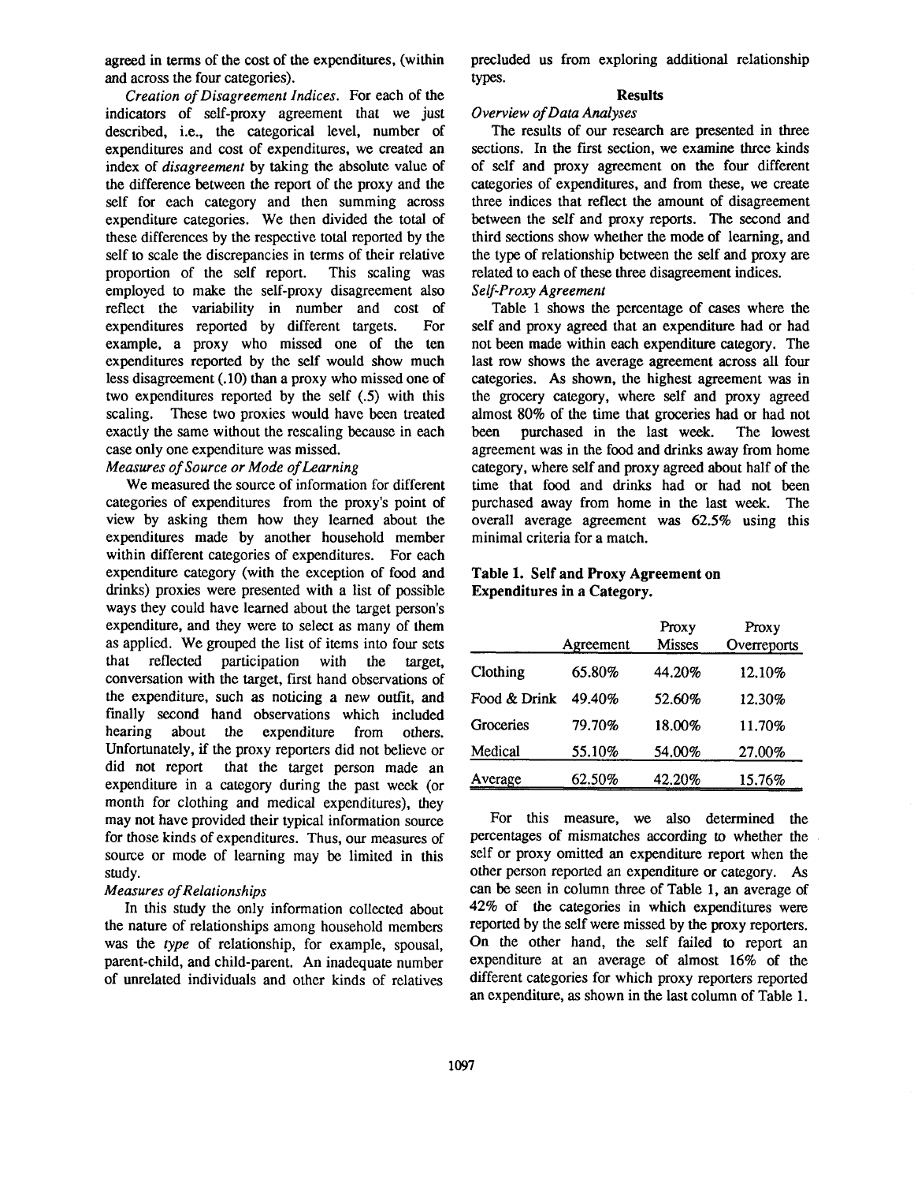agreed in terms of the cost of the expenditures, (within and across the four categories).

*Creation of Disagreement Indices.* For each of the indicators of self-proxy agreement that we just described, i.e., the categorical level, number of expenditures and cost of expenditures, we created an index of *disagreement* by taking the absolute value of the difference between the report of the proxy and the self for each category and then summing across expenditure categories. We then divided the total of these differences by the respective total reported by the self to scale the discrepancies in terms of their relative proportion of the self report. This scaling was employed to make the self-proxy disagreement also reflect the variability in number and cost of expenditures reported by different targets. For example, a proxy who missed one of the ten expenditures reported by the self would show much less disagreement (.10) than a proxy who missed one of two expenditures reported by the self (.5) with this scaling. These two proxies would have been treated exactly the same without the rescaling because in each case only one expenditure was missed.

*Measures of Source or Mode of Learning*

We measured the source of information for different categories of expenditures from the proxy's point of view by asking them how they learned about the expenditures made by another household member within different categories of expenditures. For each expenditure category (with the exception of food and drinks) proxies were presented with a list of possible ways they could have learned about the target person's expenditure, and they were to select as many of them as applied. We grouped the list of items into four sets that reflected participation with the target, conversation with the target, first hand observations of the expenditure, such as noticing a new outfit, and finally second hand observations which included hearing about the expenditure from others. Unfortunately, if the proxy reporters did not believe or did not report that the target person made an expenditure in a category during the past week (or month for clothing and medical expenditures), they may not have provided their typical information source for those kinds of expenditures. Thus, our measures of source or mode of learning may be limited in this study.

*Measures of Relationships*

In this study the only information collected about the nature of relationships among household members was the *type* of relationship, for example, spousal, parent-child, and child-parent. An inadequate number of unrelated individuals and other kinds of relatives precluded us from exploring additional relationship types.

## Results

*Overview of Data Analyses*

The results of our research are presented in three sections. In the first section, we examine three kinds of self and proxy agreement on the four different categories of expenditures, and from these, we create three indices that reflect the amount of disagreement between the self and proxy reports. The second and third sections show whether the mode of learning, and the type of relationship between the self and proxy are related to each of these three disagreement indices.

*Self-Proxy Agreement*

Table 1 shows the percentage of cases where the self and proxy agreed that an expenditure had or had not been made within each expenditure category. The last row shows the average agreement across all four categories. As shown, the highest agreement was in the grocery category, where self and proxy agreed almost 80% of the time that groceries had or had not been purchased in the last week. The lowest agreement was in the food and drinks away from home category, where self and proxy agreed about half of the time that food and drinks had or had not been purchased away from home in the last week. The overall average agreement was 62.5% using this minimal criteria for a match.

**Table 1. Self and Proxy Agreement on Expenditures in a Category.**

| | Agreement | Proxy Misses | Proxy Overreports |
|---|---|---|---|
| Clothing | 65.80% | 44.20% | 12.10% |
| Food & Drink | 49.40% | 52.60% | 12.30% |
| Groceries | 79.70% | 18.00% | 11.70% |
| Medical | 55.10% | 54.00% | 27.00% |
| Average | 62.50% | 42.20% | 15.76% |

For this measure, we also determined the percentages of mismatches according to whether the self or proxy omitted an expenditure report when the other person reported an expenditure or category. As can be seen in column three of Table 1, an average of 42% of the categories in which expenditures were reported by the self were missed by the proxy reporters. On the other hand, the self failed to report an expenditure at an average of almost 16% of the different categories for which proxy reporters reported an expenditure, as shown in the last column of Table 1.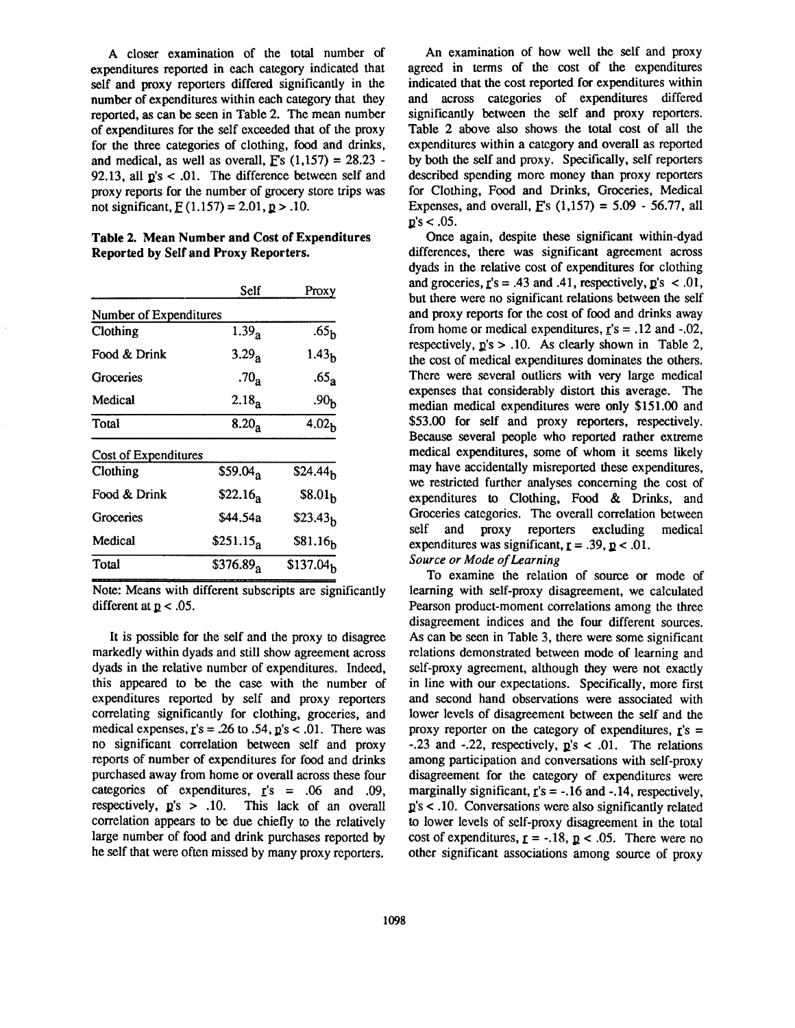A closer examination of the total number of expenditures reported in each category indicated that self and proxy reporters differed significantly in the number of expenditures within each category that they reported, as can be seen in Table 2. The mean number of expenditures for the self exceeded that of the proxy for the three categories of clothing, food and drinks, and medical, as well as overall, $F$'s $(1,157) = 28.23$ - $92.13$, all $p$'s $< .01$. The difference between self and proxy reports for the number of grocery store trips was not significant, $F(1.157) = 2.01$, $p > .10$.

**Table 2. Mean Number and Cost of Expenditures Reported by Self and Proxy Reporters.**

| | Self | Proxy |
|---|---|---|
| Number of Expenditures | | |
| Clothing | $1.39_a$ | $.65_b$ |
| Food & Drink | $3.29_a$ | $1.43_b$ |
| Groceries | $.70_a$ | $.65_a$ |
| Medical | $2.18_a$ | $.90_b$ |
| Total | $8.20_a$ | $4.02_b$ |
| Cost of Expenditures | | |
| Clothing | $\$59.04_a$ | $\$24.44_b$ |
| Food & Drink | $\$22.16_a$ | $\$8.01_b$ |
| Groceries | \$44.54a | $\$23.43_b$ |
| Medical | $\$251.15_a$ | $\$81.16_b$ |
| Total | $\$376.89_a$ | $\$137.04_b$ |

Note: Means with different subscripts are significantly different at $p < .05$.

It is possible for the self and the proxy to disagree markedly within dyads and still show agreement across dyads in the relative number of expenditures. Indeed, this appeared to be the case with the number of expenditures reported by self and proxy reporters correlating significantly for clothing, groceries, and medical expenses, $r$'s $= .26$ to $.54$, $p$'s $< .01$. There was no significant correlation between self and proxy reports of number of expenditures for food and drinks purchased away from home or overall across these four categories of expenditures, $r$'s $= .06$ and $.09$, respectively, $p$'s $> .10$. This lack of an overall correlation appears to be due chiefly to the relatively large number of food and drink purchases reported by he self that were often missed by many proxy reporters.

An examination of how well the self and proxy agreed in terms of the cost of the expenditures indicated that the cost reported for expenditures within and across categories of expenditures differed significantly between the self and proxy reporters. Table 2 above also shows the total cost of all the expenditures within a category and overall as reported by both the self and proxy. Specifically, self reporters described spending more money than proxy reporters for Clothing, Food and Drinks, Groceries, Medical Expenses, and overall, $F$'s $(1,157) = 5.09$ - $56.77$, all $p$'s $< .05$.

Once again, despite these significant within-dyad differences, there was significant agreement across dyads in the relative cost of expenditures for clothing and groceries, $r$'s $= .43$ and $.41$, respectively, $p$'s $< .01$, but there were no significant relations between the self and proxy reports for the cost of food and drinks away from home or medical expenditures, $r$'s $= .12$ and $-.02$, respectively, $p$'s $> .10$. As clearly shown in Table 2, the cost of medical expenditures dominates the others. There were several outliers with very large medical expenses that considerably distort this average. The median medical expenditures were only \$151.00 and \$53.00 for self and proxy reporters, respectively. Because several people who reported rather extreme medical expenditures, some of whom it seems likely may have accidentally misreported these expenditures, we restricted further analyses concerning the cost of expenditures to Clothing, Food & Drinks, and Groceries categories. The overall correlation between self and proxy reporters excluding medical expenditures was significant, $r = .39$, $p < .01$.

*Source or Mode of Learning*

To examine the relation of source or mode of learning with self-proxy disagreement, we calculated Pearson product-moment correlations among the three disagreement indices and the four different sources. As can be seen in Table 3, there were some significant relations demonstrated between mode of learning and self-proxy agreement, although they were not exactly in line with our expectations. Specifically, more first and second hand observations were associated with lower levels of disagreement between the self and the proxy reporter on the category of expenditures, $r$'s $= -.23$ and $-.22$, respectively, $p$'s $< .01$. The relations among participation and conversations with self-proxy disagreement for the category of expenditures were marginally significant, $r$'s $= -.16$ and $-.14$, respectively, $p$'s $< .10$. Conversations were also significantly related to lower levels of self-proxy disagreement in the total cost of expenditures, $r = -.18$, $p < .05$. There were no other significant associations among source of proxy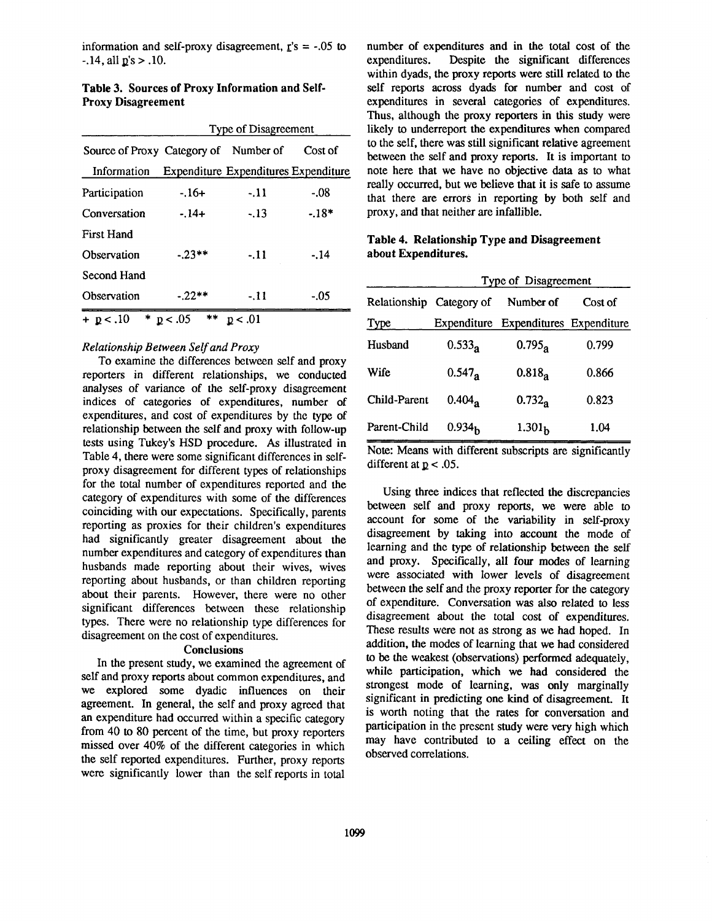information and self-proxy disagreement, $r$'s = -.05 to -.14, all $p$'s > .10.

**Table 3. Sources of Proxy Information and Self-Proxy Disagreement**

| | Type of Disagreement | | |
|---|---|---|---|
| Source of Proxy Information | Category of Expenditure | Number of Expenditures | Cost of Expenditure |
| Participation | -.16+ | -.11 | -.08 |
| Conversation | -.14+ | -.13 | -.18* |
| First Hand Observation | -.23** | -.11 | -.14 |
| Second Hand Observation | -.22** | -.11 | -.05 |

+ $p < .10$ &nbsp;&nbsp; * $p < .05$ &nbsp;&nbsp; ** $p < .01$

### *Relationship Between Self and Proxy*

To examine the differences between self and proxy reporters in different relationships, we conducted analyses of variance of the self-proxy disagreement indices of categories of expenditures, number of expenditures, and cost of expenditures by the type of relationship between the self and proxy with follow-up tests using Tukey's HSD procedure. As illustrated in Table 4, there were some significant differences in self-proxy disagreement for different types of relationships for the total number of expenditures reported and the category of expenditures with some of the differences coinciding with our expectations. Specifically, parents reporting as proxies for their children's expenditures had significantly greater disagreement about the number expenditures and category of expenditures than husbands made reporting about their wives, wives reporting about husbands, or than children reporting about their parents. However, there were no other significant differences between these relationship types. There were no relationship type differences for disagreement on the cost of expenditures.

## Conclusions

In the present study, we examined the agreement of self and proxy reports about common expenditures, and we explored some dyadic influences on their agreement. In general, the self and proxy agreed that an expenditure had occurred within a specific category from 40 to 80 percent of the time, but proxy reporters missed over 40% of the different categories in which the self reported expenditures. Further, proxy reports were significantly lower than the self reports in total number of expenditures and in the total cost of the expenditures. Despite the significant differences within dyads, the proxy reports were still related to the self reports across dyads for number and cost of expenditures in several categories of expenditures. Thus, although the proxy reporters in this study were likely to underreport the expenditures when compared to the self, there was still significant relative agreement between the self and proxy reports. It is important to note here that we have no objective data as to what really occurred, but we believe that it is safe to assume that there are errors in reporting by both self and proxy, and that neither are infallible.

**Table 4. Relationship Type and Disagreement about Expenditures.**

| | Type of Disagreement | | |
|---|---|---|---|
| Relationship Type | Category of Expenditure | Number of Expenditures | Cost of Expenditure |
| Husband | $0.533_a$ | $0.795_a$ | 0.799 |
| Wife | $0.547_a$ | $0.818_a$ | 0.866 |
| Child-Parent | $0.404_a$ | $0.732_a$ | 0.823 |
| Parent-Child | $0.934_b$ | $1.301_b$ | 1.04 |

Note: Means with different subscripts are significantly different at $p < .05$.

Using three indices that reflected the discrepancies between self and proxy reports, we were able to account for some of the variability in self-proxy disagreement by taking into account the mode of learning and the type of relationship between the self and proxy. Specifically, all four modes of learning were associated with lower levels of disagreement between the self and the proxy reporter for the category of expenditure. Conversation was also related to less disagreement about the total cost of expenditures. These results were not as strong as we had hoped. In addition, the modes of learning that we had considered to be the weakest (observations) performed adequately, while participation, which we had considered the strongest mode of learning, was only marginally significant in predicting one kind of disagreement. It is worth noting that the rates for conversation and participation in the present study were very high which may have contributed to a ceiling effect on the observed correlations.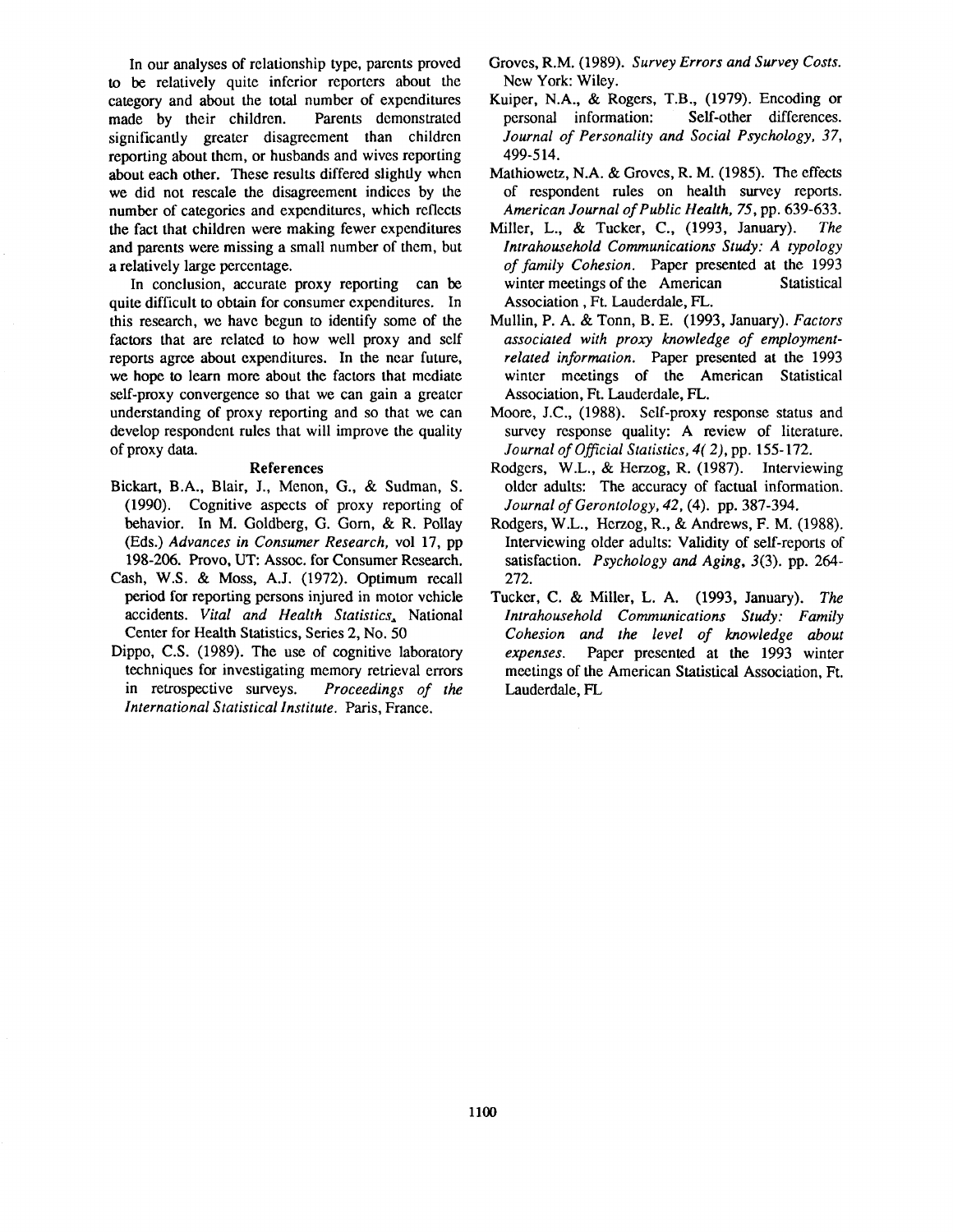In our analyses of relationship type, parents proved to be relatively quite inferior reporters about the category and about the total number of expenditures made by their children. Parents demonstrated significantly greater disagreement than children reporting about them, or husbands and wives reporting about each other. These results differed slightly when we did not rescale the disagreement indices by the number of categories and expenditures, which reflects the fact that children were making fewer expenditures and parents were missing a small number of them, but a relatively large percentage.

In conclusion, accurate proxy reporting can be quite difficult to obtain for consumer expenditures. In this research, we have begun to identify some of the factors that are related to how well proxy and self reports agree about expenditures. In the near future, we hope to learn more about the factors that mediate self-proxy convergence so that we can gain a greater understanding of proxy reporting and so that we can develop respondent rules that will improve the quality of proxy data.

## References

Bickart, B.A., Blair, J., Menon, G., & Sudman, S. (1990). Cognitive aspects of proxy reporting of behavior. In M. Goldberg, G. Gorn, & R. Pollay (Eds.) *Advances in Consumer Research,* vol 17, pp 198-206. Provo, UT: Assoc. for Consumer Research.

Cash, W.S. & Moss, A.J. (1972). Optimum recall period for reporting persons injured in motor vehicle accidents. *Vital and Health Statistics*, National Center for Health Statistics, Series 2, No. 50

Dippo, C.S. (1989). The use of cognitive laboratory techniques for investigating memory retrieval errors in retrospective surveys. *Proceedings of the International Statistical Institute.* Paris, France.

Groves, R.M. (1989). *Survey Errors and Survey Costs.* New York: Wiley.

Kuiper, N.A., & Rogers, T.B., (1979). Encoding or personal information: Self-other differences. *Journal of Personality and Social Psychology, 37,* 499-514.

Mathiowetz, N.A. & Groves, R. M. (1985). The effects of respondent rules on health survey reports. *American Journal of Public Health, 75,* pp. 639-633.

Miller, L., & Tucker, C., (1993, January). *The Intrahousehold Communications Study: A typology of family Cohesion.* Paper presented at the 1993 winter meetings of the American Statistical Association , Ft. Lauderdale, FL.

Mullin, P. A. & Tonn, B. E. (1993, January). *Factors associated with proxy knowledge of employment-related information.* Paper presented at the 1993 winter meetings of the American Statistical Association, Ft. Lauderdale, FL.

Moore, J.C., (1988). Self-proxy response status and survey response quality: A review of literature. *Journal of Official Statistics, 4( 2),* pp. 155-172.

Rodgers, W.L., & Herzog, R. (1987). Interviewing older adults: The accuracy of factual information. *Journal of Gerontology, 42,* (4). pp. 387-394.

Rodgers, W.L., Herzog, R., & Andrews, F. M. (1988). Interviewing older adults: Validity of self-reports of satisfaction. *Psychology and Aging, 3*(3). pp. 264-272.

Tucker, C. & Miller, L. A. (1993, January). *The Intrahousehold Communications Study: Family Cohesion and the level of knowledge about expenses.* Paper presented at the 1993 winter meetings of the American Statistical Association, Ft. Lauderdale, FL